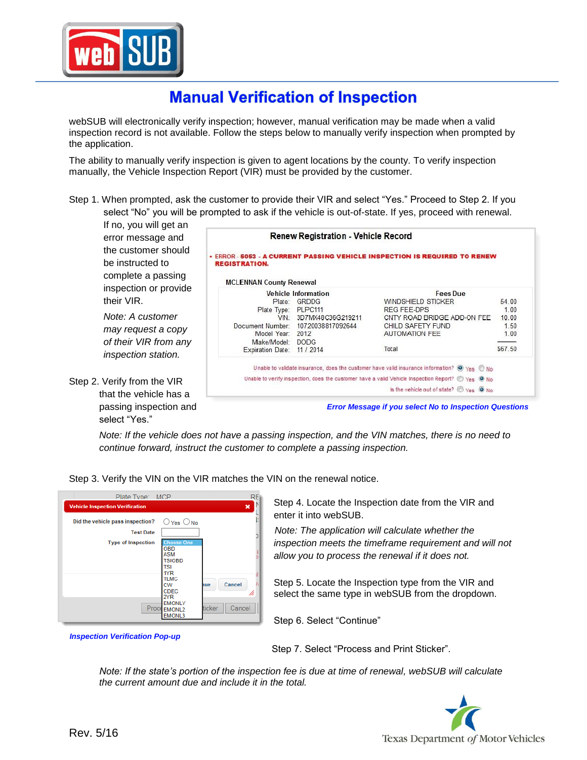# Manual Verification of Inspection

webSUB will electronically verify inspection; however, manual verification may be made when a valid inspection record is not available. Follow the steps below to manually verify inspection when prompted by the application.

The ability to manually verify inspection is given to agent locations by the county. To verify inspection manually, the Vehicle Inspection Report (VIR) must be provided by the customer.

Step 1. When prompted, ask the customer to provide their VIR and select "Yes." Proceed to Step 2. If you select "No" you will be prompted to ask if the vehicle is out-of-state. If yes, proceed with renewal. If no, you will get an error message and the customer should be instructed to complete a passing inspection or provide their VIR.

*Note: A customer may request a copy of their VIR from any inspection station.*

*Error Message if you select No to Inspection Questions*

Step 2. Verify from the VIR that the vehicle has a passing inspection and select "Yes."

*Note: If the vehicle does not have a passing inspection, and the VIN matches, there is no need to continue forward, instruct the customer to complete a passing inspection.*

Step 3. Verify the VIN on the VIR matches the VIN on the renewal notice.

*Inspection Verification Pop-up*

Step 4. Locate the Inspection date from the VIR and enter it into webSUB.

*Note: The application will calculate whether the inspection meets the timeframe requirement and will not allow you to process the renewal if it does not.*

Step 5. Locate the Inspection type from the VIR and select the same type in webSUB from the dropdown.

Step 6. Select "Continue"

Step 7. Select "Process and Print Sticker".

*Note: If the state's portion of the inspection fee is due at time of renewal, webSUB will calculate the current amount due and include it in the total.*

Rev. 5/16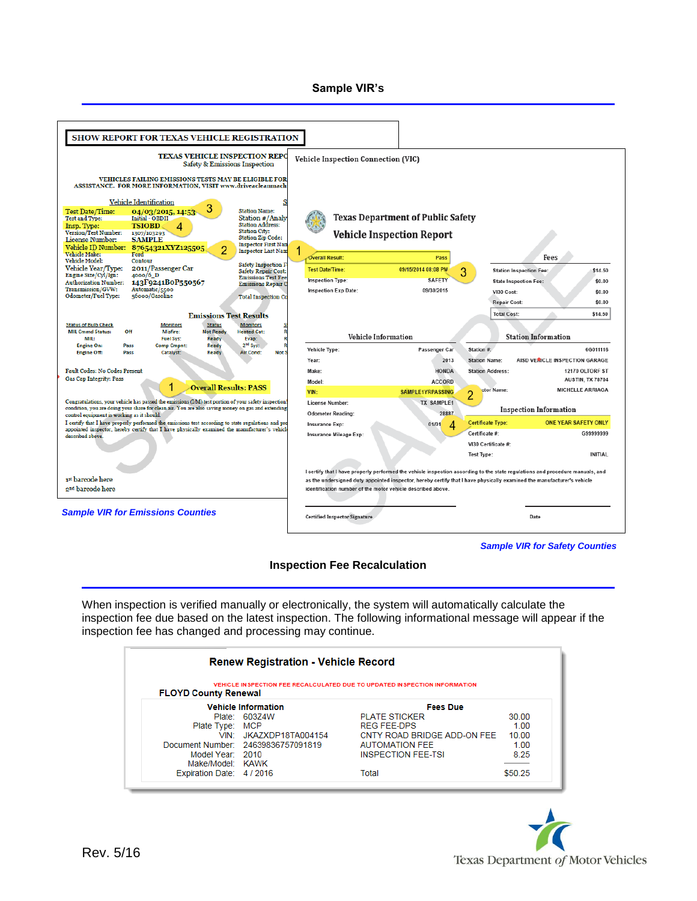## Sample VIR's

**SHOW REPORT FOR TEXAS VEHICLE REGISTRATION**

TEXAS VEHICLE INSPECTION REPORT
Safety & Emissions Inspection

VEHICLES FAILING EMISSIONS TESTS MAY BE ELIGIBLE FOR ASSISTANCE. FOR MORE INFORMATION, VISIT www.driveacleanmach

Vehicle Identification

| | |
|---|---|
| Test Date/Time: | 04/03/2015, 14:53 (3) |
| Test and Type: | Initial - OBDII |
| Insp. Type: | TSIOBD (4) |
| Version/Test Number: | 1307/103293 |
| License Number: | SAMPLE |
| Vehicle ID Number: | 87654321XYZ125505 (2) |
| Vehicle Make: | Ford |
| Vehicle Model: | Contour |
| Vehicle Year/Type: | 2011/Passenger Car |
| Engine Size/Cyl/Ign: | 4000/6_D |
| Authorization Number: | 143F9241BoP550567 |
| Transmission/GVW: | Automatic/5500 |
| Odometer/Fuel Type: | 56000/Gasoline |

Station Name:
Station #/Analy
Station Address:
Station City:
Station Zip Code:
Inspector First Nam
Inspector Last Nam

Safety Inspection F
Safety Repair Cost:
Emissions Test Fee
Emissions Repair C

Total Inspection Co

Emissions Test Results

Status of Bulb Check
MIL Cmnd Status: Off
MIL:
Engine On: Pass
Engine Off: Pass

| Monitors | Status | Monitors |
|---|---|---|
| Misfire: | Not Ready | Heated Cat: |
| Fuel Sys: | Ready | Evap: |
| Comp Cmpnt: | Ready | 2nd Sys: |
| Catalyst: | Ready | Air Cond: |

Fault Codes: No Codes Present
Gas Cap Integrity: Pass

(1) Overall Results: PASS

Congratulations, your vehicle has passed the emissions (I/M) test portion of your safety inspection! ... condition, you are doing your share for clean air. You are also saving money on gas and extending ... control equipment is working as it should.
I certify that I have properly performed the emissions test according to state regulations and pr... appointed inspector, hereby certify that I have physically examined the manufacturer's vehicl... described above.

1st barcode here
2nd barcode here

*Sample VIR for Emissions Counties*

Vehicle Inspection Connection (VIC)

**Texas Department of Public Safety**
**Vehicle Inspection Report**

| | | |
|---|---|---|
| (1) Overall Result: | Pass | |
| Test Date/Time: | 09/15/2014 08:08 PM | (3) |
| Inspection Type: | SAFETY | |
| Inspection Exp Date: | 09/30/2015 | |

Fees

| | |
|---|---|
| Station Inspection Fee: | $14.50 |
| State Inspection Fee: | $0.00 |
| VI30 Cost: | $0.00 |
| Repair Cost: | $0.00 |
| Total Cost: | $14.50 |

Vehicle Information

| | |
|---|---|
| Vehicle Type: | Passenger Car |
| Year: | 2013 |
| Make: | HONDA |
| Model: | ACCORD |
| VIN: | SAMPLE1YRPASSING (2) |
| License Number: | TX SAMPLE1 |
| Odometer Reading: | 28887 |
| Insurance Exp: | 01/01 (4) |
| Insurance Mileage Exp: | |

Station Information

| | |
|---|---|
| Station #: | 6G011116 |
| Station Name: | AISD VEHICLE INSPECTION GARAGE |
| Station Address: | 12170 OLTORF ST AUSTIN, TX 78704 |
| ...ctor Name: | MICHELLE ARRIAGA |

Inspection Information

| | |
|---|---|
| Certificate Type: | ONE YEAR SAFETY ONLY |
| Certificate #: | G99999999 |
| VI30 Certificate #: | |
| Test Type: | INITIAL |

I certify that I have properly performed the vehicle inspection according to the state regulations and procedure manuals, and as the undersigned duty appointed inspector, hereby certify that I have physically examined the manufacturer's vehicle identification number of the motor vehicle described above.

Certified Inspector Signature                Date

*Sample VIR for Safety Counties*

## Inspection Fee Recalculation

When inspection is verified manually or electronically, the system will automatically calculate the inspection fee due based on the latest inspection. The following informational message will appear if the inspection fee has changed and processing may continue.

**Renew Registration - Vehicle Record**

VEHICLE INSPECTION FEE RECALCULATED DUE TO UPDATED INSPECTION INFORMATION

**FLOYD County Renewal**

**Vehicle Information**

| | |
|---|---|
| Plate: | 603Z4W |
| Plate Type: | MCP |
| VIN: | JKAZXDP18TA004154 |
| Document Number: | 24639836757091819 |
| Model Year: | 2010 |
| Make/Model: | KAWK |
| Expiration Date: | 4 / 2016 |

**Fees Due**

| | |
|---|---|
| PLATE STICKER | 30.00 |
| REG FEE-DPS | 1.00 |
| CNTY ROAD BRIDGE ADD-ON FEE | 10.00 |
| AUTOMATION FEE | 1.00 |
| INSPECTION FEE-TSI | 8.25 |
| Total | $50.25 |

Rev. 5/16

Texas Department *of* Motor Vehicles